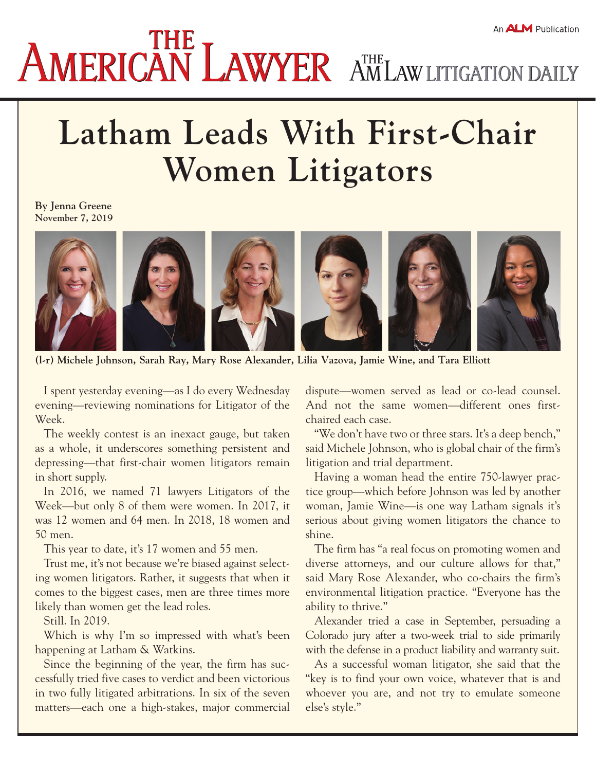# Latham Leads With First-Chair Women Litigators

**By Jenna Greene**
**November 7, 2019**

**(l-r) Michele Johnson, Sarah Ray, Mary Rose Alexander, Lilia Vazova, Jamie Wine, and Tara Elliott**

I spent yesterday evening—as I do every Wednesday evening—reviewing nominations for Litigator of the Week.

The weekly contest is an inexact gauge, but taken as a whole, it underscores something persistent and depressing—that first-chair women litigators remain in short supply.

In 2016, we named 71 lawyers Litigators of the Week—but only 8 of them were women. In 2017, it was 12 women and 64 men. In 2018, 18 women and 50 men.

This year to date, it's 17 women and 55 men.

Trust me, it's not because we're biased against selecting women litigators. Rather, it suggests that when it comes to the biggest cases, men are three times more likely than women get the lead roles.

Still. In 2019.

Which is why I'm so impressed with what's been happening at Latham & Watkins.

Since the beginning of the year, the firm has successfully tried five cases to verdict and been victorious in two fully litigated arbitrations. In six of the seven matters—each one a high-stakes, major commercial dispute—women served as lead or co-lead counsel. And not the same women—different ones first-chaired each case.

"We don't have two or three stars. It's a deep bench," said Michele Johnson, who is global chair of the firm's litigation and trial department.

Having a woman head the entire 750-lawyer practice group—which before Johnson was led by another woman, Jamie Wine—is one way Latham signals it's serious about giving women litigators the chance to shine.

The firm has "a real focus on promoting women and diverse attorneys, and our culture allows for that," said Mary Rose Alexander, who co-chairs the firm's environmental litigation practice. "Everyone has the ability to thrive."

Alexander tried a case in September, persuading a Colorado jury after a two-week trial to side primarily with the defense in a product liability and warranty suit.

As a successful woman litigator, she said that the "key is to find your own voice, whatever that is and whoever you are, and not try to emulate someone else's style."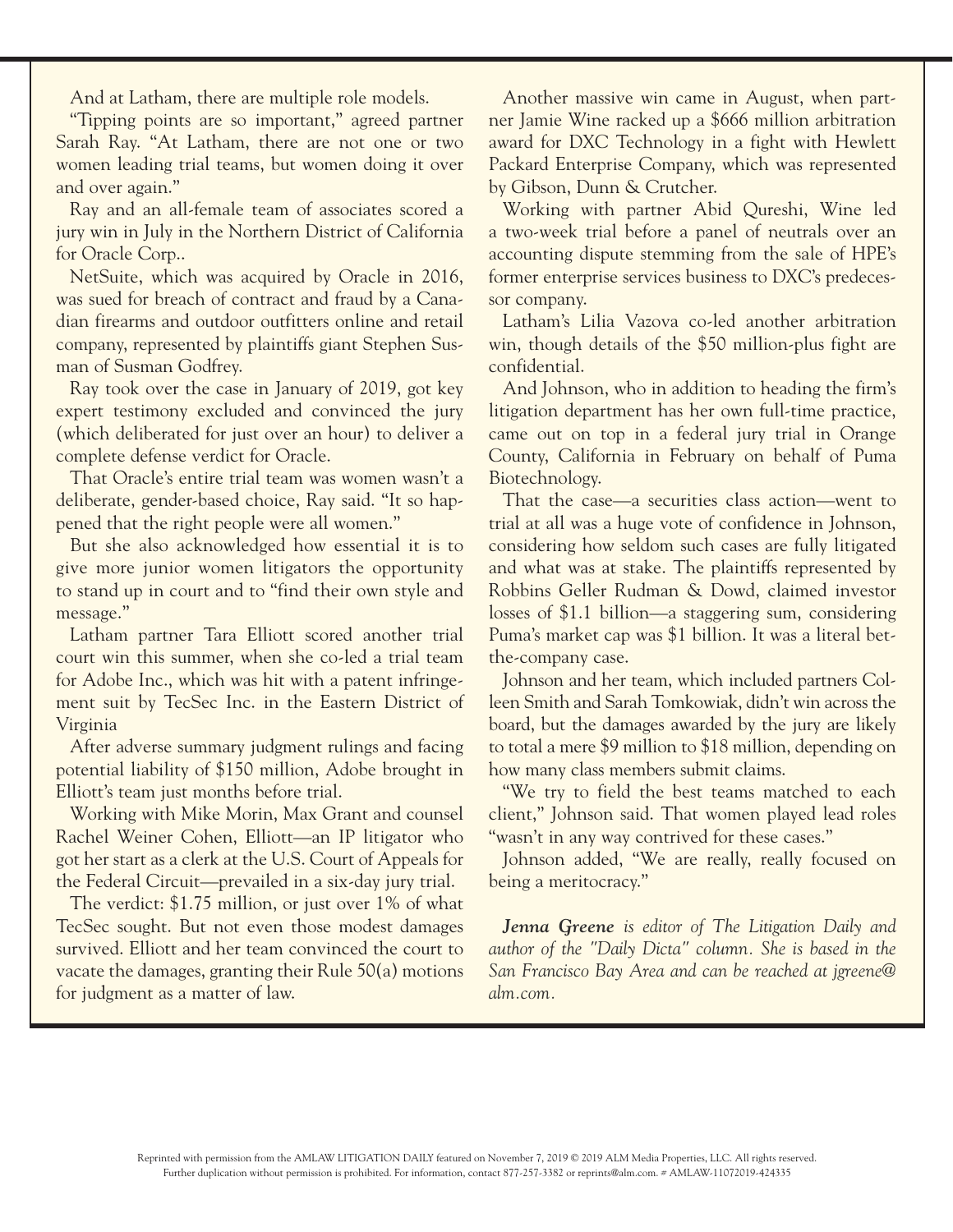And at Latham, there are multiple role models.

"Tipping points are so important," agreed partner Sarah Ray. "At Latham, there are not one or two women leading trial teams, but women doing it over and over again."

Ray and an all-female team of associates scored a jury win in July in the Northern District of California for Oracle Corp..

NetSuite, which was acquired by Oracle in 2016, was sued for breach of contract and fraud by a Canadian firearms and outdoor outfitters online and retail company, represented by plaintiffs giant Stephen Susman of Susman Godfrey.

Ray took over the case in January of 2019, got key expert testimony excluded and convinced the jury (which deliberated for just over an hour) to deliver a complete defense verdict for Oracle.

That Oracle's entire trial team was women wasn't a deliberate, gender-based choice, Ray said. "It so happened that the right people were all women."

But she also acknowledged how essential it is to give more junior women litigators the opportunity to stand up in court and to "find their own style and message."

Latham partner Tara Elliott scored another trial court win this summer, when she co-led a trial team for Adobe Inc., which was hit with a patent infringement suit by TecSec Inc. in the Eastern District of Virginia

After adverse summary judgment rulings and facing potential liability of $150 million, Adobe brought in Elliott's team just months before trial.

Working with Mike Morin, Max Grant and counsel Rachel Weiner Cohen, Elliott—an IP litigator who got her start as a clerk at the U.S. Court of Appeals for the Federal Circuit—prevailed in a six-day jury trial.

The verdict: $1.75 million, or just over 1% of what TecSec sought. But not even those modest damages survived. Elliott and her team convinced the court to vacate the damages, granting their Rule 50(a) motions for judgment as a matter of law.

Another massive win came in August, when partner Jamie Wine racked up a $666 million arbitration award for DXC Technology in a fight with Hewlett Packard Enterprise Company, which was represented by Gibson, Dunn & Crutcher.

Working with partner Abid Qureshi, Wine led a two-week trial before a panel of neutrals over an accounting dispute stemming from the sale of HPE's former enterprise services business to DXC's predecessor company.

Latham's Lilia Vazova co-led another arbitration win, though details of the $50 million-plus fight are confidential.

And Johnson, who in addition to heading the firm's litigation department has her own full-time practice, came out on top in a federal jury trial in Orange County, California in February on behalf of Puma Biotechnology.

That the case—a securities class action—went to trial at all was a huge vote of confidence in Johnson, considering how seldom such cases are fully litigated and what was at stake. The plaintiffs represented by Robbins Geller Rudman & Dowd, claimed investor losses of $1.1 billion—a staggering sum, considering Puma's market cap was $1 billion. It was a literal bet-the-company case.

Johnson and her team, which included partners Colleen Smith and Sarah Tomkowiak, didn't win across the board, but the damages awarded by the jury are likely to total a mere $9 million to $18 million, depending on how many class members submit claims.

"We try to field the best teams matched to each client," Johnson said. That women played lead roles "wasn't in any way contrived for these cases."

Johnson added, "We are really, really focused on being a meritocracy."

***Jenna Greene*** *is editor of The Litigation Daily and author of the "Daily Dicta" column. She is based in the San Francisco Bay Area and can be reached at jgreene@alm.com.*

Reprinted with permission from the AMLAW LITIGATION DAILY featured on November 7, 2019 © 2019 ALM Media Properties, LLC. All rights reserved. Further duplication without permission is prohibited. For information, contact 877-257-3382 or reprints@alm.com. # AMLAW-11072019-424335